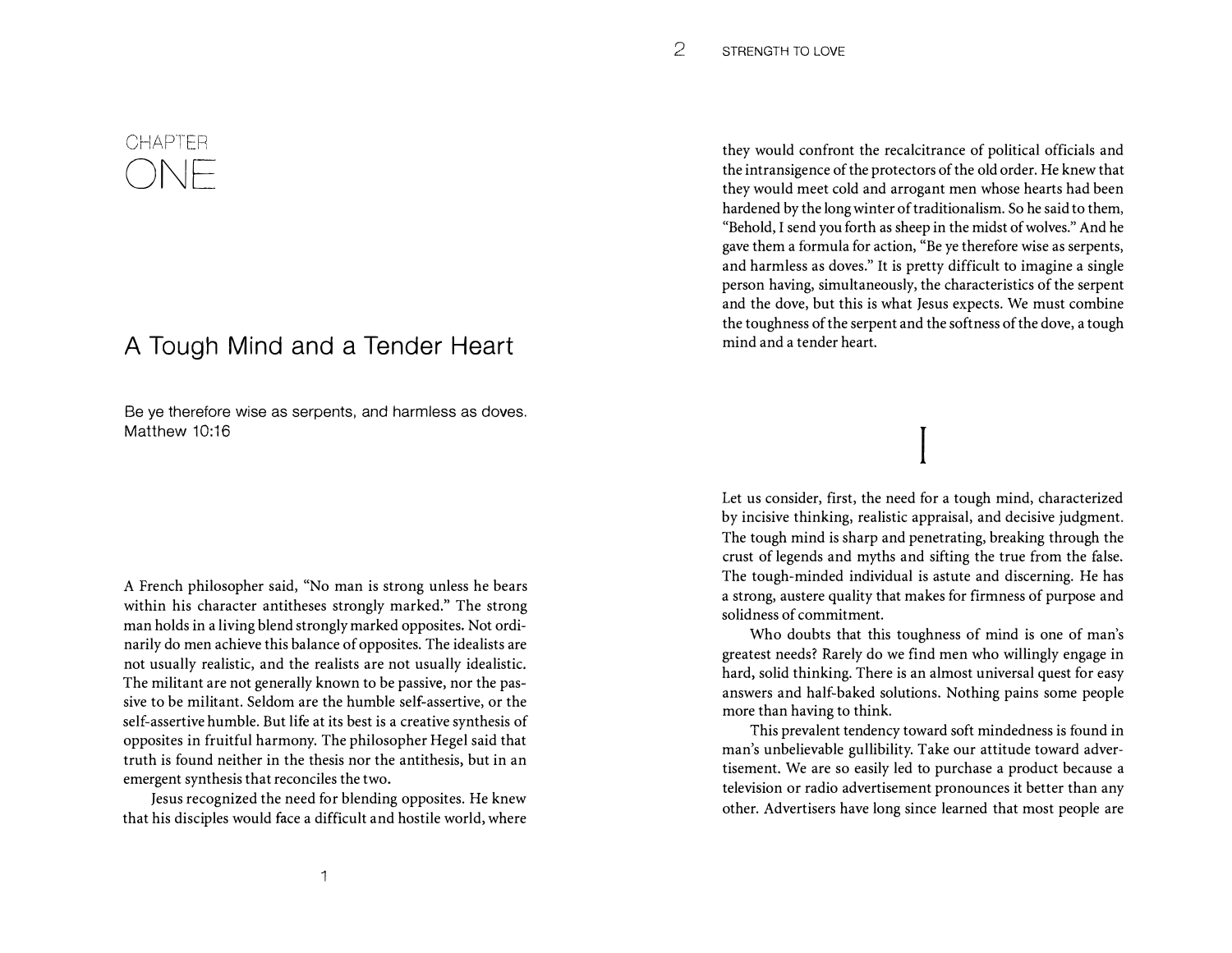# CHAPTER ONE

## A Tough Mind and a Tender Heart

Be ye therefore wise as serpents, and harmless as doves.
Matthew 10:16

A French philosopher said, "No man is strong unless he bears within his character antitheses strongly marked." The strong man holds in a living blend strongly marked opposites. Not ordinarily do men achieve this balance of opposites. The idealists are not usually realistic, and the realists are not usually idealistic. The militant are not generally known to be passive, nor the passive to be militant. Seldom are the humble self-assertive, or the self-assertive humble. But life at its best is a creative synthesis of opposites in fruitful harmony. The philosopher Hegel said that truth is found neither in the thesis nor the antithesis, but in an emergent synthesis that reconciles the two.

Jesus recognized the need for blending opposites. He knew that his disciples would face a difficult and hostile world, where they would confront the recalcitrance of political officials and the intransigence of the protectors of the old order. He knew that they would meet cold and arrogant men whose hearts had been hardened by the long winter of traditionalism. So he said to them, "Behold, I send you forth as sheep in the midst of wolves." And he gave them a formula for action, "Be ye therefore wise as serpents, and harmless as doves." It is pretty difficult to imagine a single person having, simultaneously, the characteristics of the serpent and the dove, but this is what Jesus expects. We must combine the toughness of the serpent and the softness of the dove, a tough mind and a tender heart.

### I

Let us consider, first, the need for a tough mind, characterized by incisive thinking, realistic appraisal, and decisive judgment. The tough mind is sharp and penetrating, breaking through the crust of legends and myths and sifting the true from the false. The tough-minded individual is astute and discerning. He has a strong, austere quality that makes for firmness of purpose and solidness of commitment.

Who doubts that this toughness of mind is one of man's greatest needs? Rarely do we find men who willingly engage in hard, solid thinking. There is an almost universal quest for easy answers and half-baked solutions. Nothing pains some people more than having to think.

This prevalent tendency toward soft mindedness is found in man's unbelievable gullibility. Take our attitude toward advertisement. We are so easily led to purchase a product because a television or radio advertisement pronounces it better than any other. Advertisers have long since learned that most people are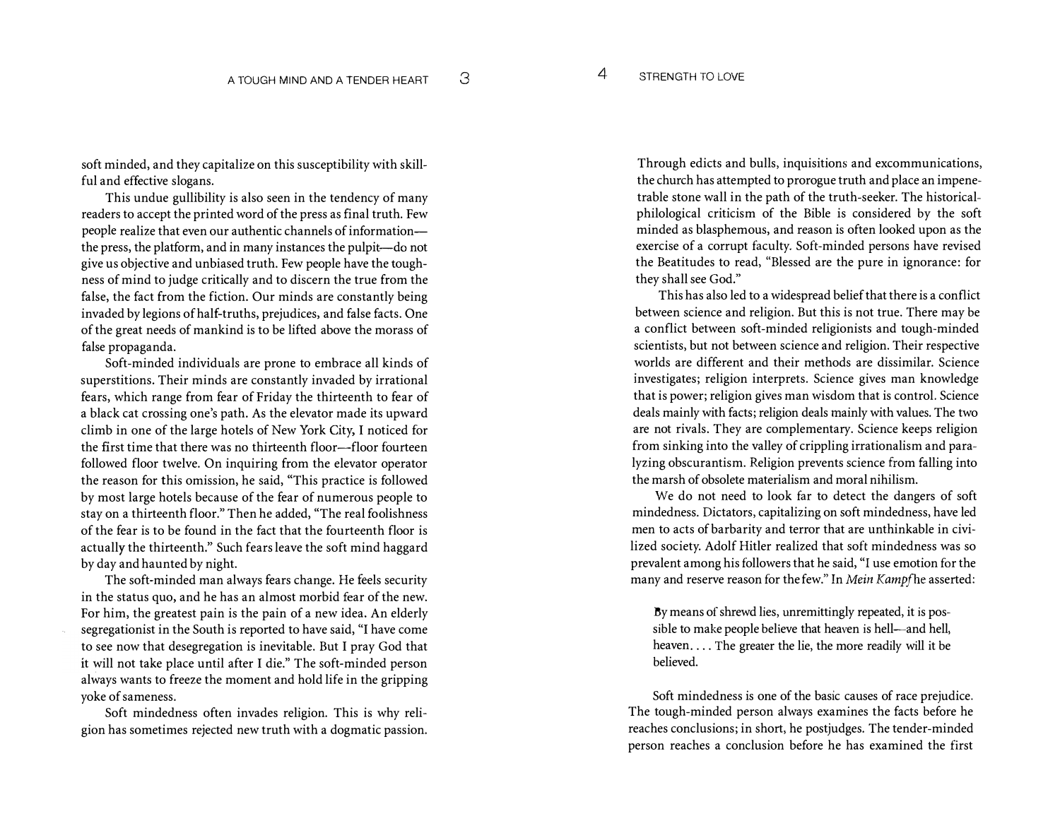soft minded, and they capitalize on this susceptibility with skillful and effective slogans.

This undue gullibility is also seen in the tendency of many readers to accept the printed word of the press as final truth. Few people realize that even our authentic channels of information—the press, the platform, and in many instances the pulpit—do not give us objective and unbiased truth. Few people have the toughness of mind to judge critically and to discern the true from the false, the fact from the fiction. Our minds are constantly being invaded by legions of half-truths, prejudices, and false facts. One of the great needs of mankind is to be lifted above the morass of false propaganda.

Soft-minded individuals are prone to embrace all kinds of superstitions. Their minds are constantly invaded by irrational fears, which range from fear of Friday the thirteenth to fear of a black cat crossing one's path. As the elevator made its upward climb in one of the large hotels of New York City, I noticed for the first time that there was no thirteenth floor—floor fourteen followed floor twelve. On inquiring from the elevator operator the reason for this omission, he said, "This practice is followed by most large hotels because of the fear of numerous people to stay on a thirteenth floor." Then he added, "The real foolishness of the fear is to be found in the fact that the fourteenth floor is actually the thirteenth." Such fears leave the soft mind haggard by day and haunted by night.

The soft-minded man always fears change. He feels security in the status quo, and he has an almost morbid fear of the new. For him, the greatest pain is the pain of a new idea. An elderly segregationist in the South is reported to have said, "I have come to see now that desegregation is inevitable. But I pray God that it will not take place until after I die." The soft-minded person always wants to freeze the moment and hold life in the gripping yoke of sameness.

Soft mindedness often invades religion. This is why religion has sometimes rejected new truth with a dogmatic passion. Through edicts and bulls, inquisitions and excommunications, the church has attempted to prorogue truth and place an impenetrable stone wall in the path of the truth-seeker. The historical-philological criticism of the Bible is considered by the soft minded as blasphemous, and reason is often looked upon as the exercise of a corrupt faculty. Soft-minded persons have revised the Beatitudes to read, "Blessed are the pure in ignorance: for they shall see God."

This has also led to a widespread belief that there is a conflict between science and religion. But this is not true. There may be a conflict between soft-minded religionists and tough-minded scientists, but not between science and religion. Their respective worlds are different and their methods are dissimilar. Science investigates; religion interprets. Science gives man knowledge that is power; religion gives man wisdom that is control. Science deals mainly with facts; religion deals mainly with values. The two are not rivals. They are complementary. Science keeps religion from sinking into the valley of crippling irrationalism and paralyzing obscurantism. Religion prevents science from falling into the marsh of obsolete materialism and moral nihilism.

We do not need to look far to detect the dangers of soft mindedness. Dictators, capitalizing on soft mindedness, have led men to acts of barbarity and terror that are unthinkable in civilized society. Adolf Hitler realized that soft mindedness was so prevalent among his followers that he said, "I use emotion for the many and reserve reason for the few." In *Mein Kampf* he asserted:

> By means of shrewd lies, unremittingly repeated, it is possible to make people believe that heaven is hell—and hell, heaven. . . . The greater the lie, the more readily will it be believed.

Soft mindedness is one of the basic causes of race prejudice. The tough-minded person always examines the facts before he reaches conclusions; in short, he postjudges. The tender-minded person reaches a conclusion before he has examined the first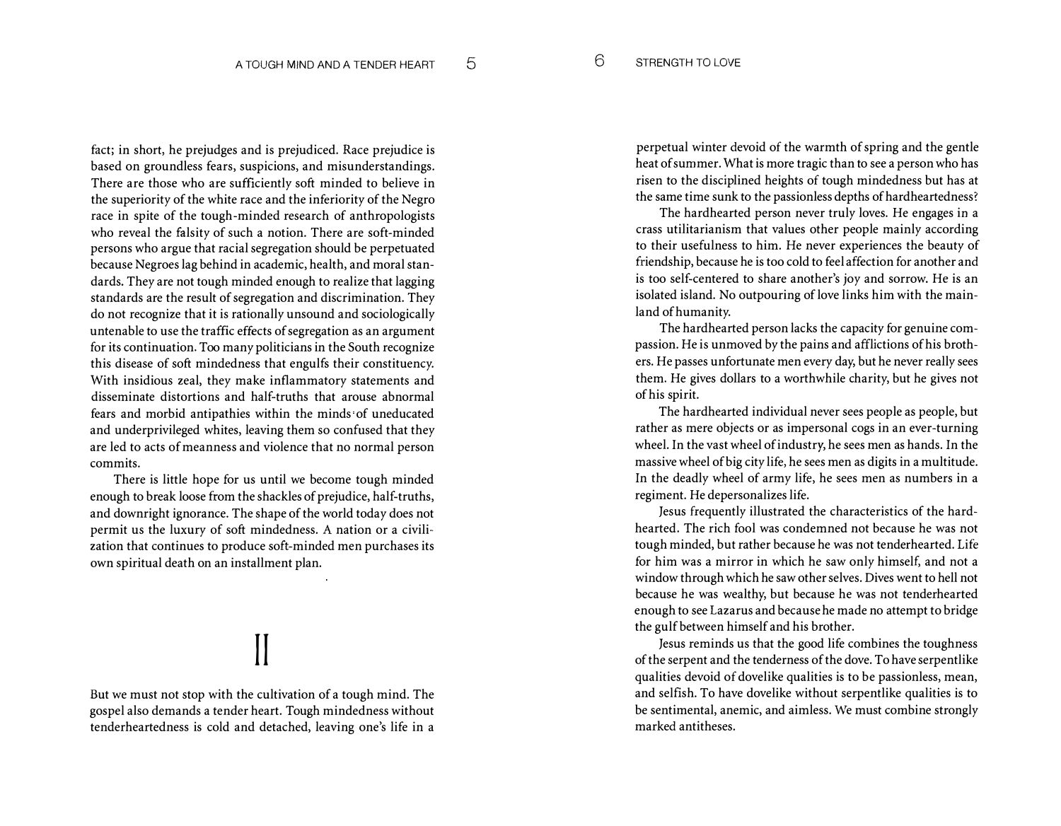fact; in short, he prejudges and is prejudiced. Race prejudice is based on groundless fears, suspicions, and misunderstandings. There are those who are sufficiently soft minded to believe in the superiority of the white race and the inferiority of the Negro race in spite of the tough-minded research of anthropologists who reveal the falsity of such a notion. There are soft-minded persons who argue that racial segregation should be perpetuated because Negroes lag behind in academic, health, and moral standards. They are not tough minded enough to realize that lagging standards are the result of segregation and discrimination. They do not recognize that it is rationally unsound and sociologically untenable to use the traffic effects of segregation as an argument for its continuation. Too many politicians in the South recognize this disease of soft mindedness that engulfs their constituency. With insidious zeal, they make inflammatory statements and disseminate distortions and half-truths that arouse abnormal fears and morbid antipathies within the minds of uneducated and underprivileged whites, leaving them so confused that they are led to acts of meanness and violence that no normal person commits.

There is little hope for us until we become tough minded enough to break loose from the shackles of prejudice, half-truths, and downright ignorance. The shape of the world today does not permit us the luxury of soft mindedness. A nation or a civilization that continues to produce soft-minded men purchases its own spiritual death on an installment plan.

## II

But we must not stop with the cultivation of a tough mind. The gospel also demands a tender heart. Tough mindedness without tenderheartedness is cold and detached, leaving one's life in a perpetual winter devoid of the warmth of spring and the gentle heat of summer. What is more tragic than to see a person who has risen to the disciplined heights of tough mindedness but has at the same time sunk to the passionless depths of hardheartedness?

The hardhearted person never truly loves. He engages in a crass utilitarianism that values other people mainly according to their usefulness to him. He never experiences the beauty of friendship, because he is too cold to feel affection for another and is too self-centered to share another's joy and sorrow. He is an isolated island. No outpouring of love links him with the mainland of humanity.

The hardhearted person lacks the capacity for genuine compassion. He is unmoved by the pains and afflictions of his brothers. He passes unfortunate men every day, but he never really sees them. He gives dollars to a worthwhile charity, but he gives not of his spirit.

The hardhearted individual never sees people as people, but rather as mere objects or as impersonal cogs in an ever-turning wheel. In the vast wheel of industry, he sees men as hands. In the massive wheel of big city life, he sees men as digits in a multitude. In the deadly wheel of army life, he sees men as numbers in a regiment. He depersonalizes life.

Jesus frequently illustrated the characteristics of the hardhearted. The rich fool was condemned not because he was not tough minded, but rather because he was not tenderhearted. Life for him was a mirror in which he saw only himself, and not a window through which he saw other selves. Dives went to hell not because he was wealthy, but because he was not tenderhearted enough to see Lazarus and because he made no attempt to bridge the gulf between himself and his brother.

Jesus reminds us that the good life combines the toughness of the serpent and the tenderness of the dove. To have serpentlike qualities devoid of dovelike qualities is to be passionless, mean, and selfish. To have dovelike without serpentlike qualities is to be sentimental, anemic, and aimless. We must combine strongly marked antitheses.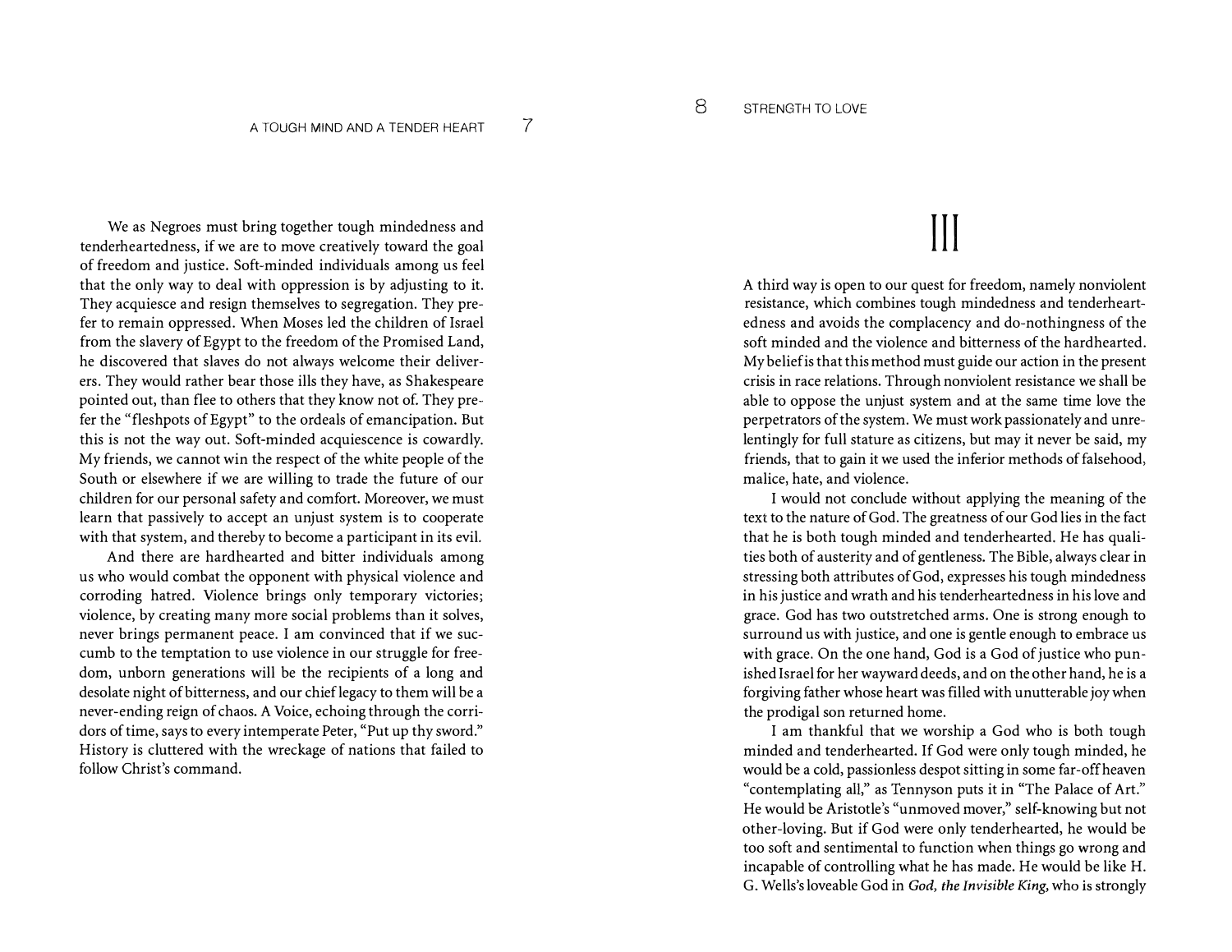We as Negroes must bring together tough mindedness and tenderheartedness, if we are to move creatively toward the goal of freedom and justice. Soft-minded individuals among us feel that the only way to deal with oppression is by adjusting to it. They acquiesce and resign themselves to segregation. They prefer to remain oppressed. When Moses led the children of Israel from the slavery of Egypt to the freedom of the Promised Land, he discovered that slaves do not always welcome their deliverers. They would rather bear those ills they have, as Shakespeare pointed out, than flee to others that they know not of. They prefer the "fleshpots of Egypt" to the ordeals of emancipation. But this is not the way out. Soft-minded acquiescence is cowardly. My friends, we cannot win the respect of the white people of the South or elsewhere if we are willing to trade the future of our children for our personal safety and comfort. Moreover, we must learn that passively to accept an unjust system is to cooperate with that system, and thereby to become a participant in its evil.

And there are hardhearted and bitter individuals among us who would combat the opponent with physical violence and corroding hatred. Violence brings only temporary victories; violence, by creating many more social problems than it solves, never brings permanent peace. I am convinced that if we succumb to the temptation to use violence in our struggle for freedom, unborn generations will be the recipients of a long and desolate night of bitterness, and our chief legacy to them will be a never-ending reign of chaos. A Voice, echoing through the corridors of time, says to every intemperate Peter, "Put up thy sword." History is cluttered with the wreckage of nations that failed to follow Christ's command.

# III

A third way is open to our quest for freedom, namely nonviolent resistance, which combines tough mindedness and tenderheartedness and avoids the complacency and do-nothingness of the soft minded and the violence and bitterness of the hardhearted. My belief is that this method must guide our action in the present crisis in race relations. Through nonviolent resistance we shall be able to oppose the unjust system and at the same time love the perpetrators of the system. We must work passionately and unrelentingly for full stature as citizens, but may it never be said, my friends, that to gain it we used the inferior methods of falsehood, malice, hate, and violence.

I would not conclude without applying the meaning of the text to the nature of God. The greatness of our God lies in the fact that he is both tough minded and tenderhearted. He has qualities both of austerity and of gentleness. The Bible, always clear in stressing both attributes of God, expresses his tough mindedness in his justice and wrath and his tenderheartedness in his love and grace. God has two outstretched arms. One is strong enough to surround us with justice, and one is gentle enough to embrace us with grace. On the one hand, God is a God of justice who punished Israel for her wayward deeds, and on the other hand, he is a forgiving father whose heart was filled with unutterable joy when the prodigal son returned home.

I am thankful that we worship a God who is both tough minded and tenderhearted. If God were only tough minded, he would be a cold, passionless despot sitting in some far-off heaven "contemplating all," as Tennyson puts it in "The Palace of Art." He would be Aristotle's "unmoved mover," self-knowing but not other-loving. But if God were only tenderhearted, he would be too soft and sentimental to function when things go wrong and incapable of controlling what he has made. He would be like H. G. Wells's loveable God in *God, the Invisible King,* who is strongly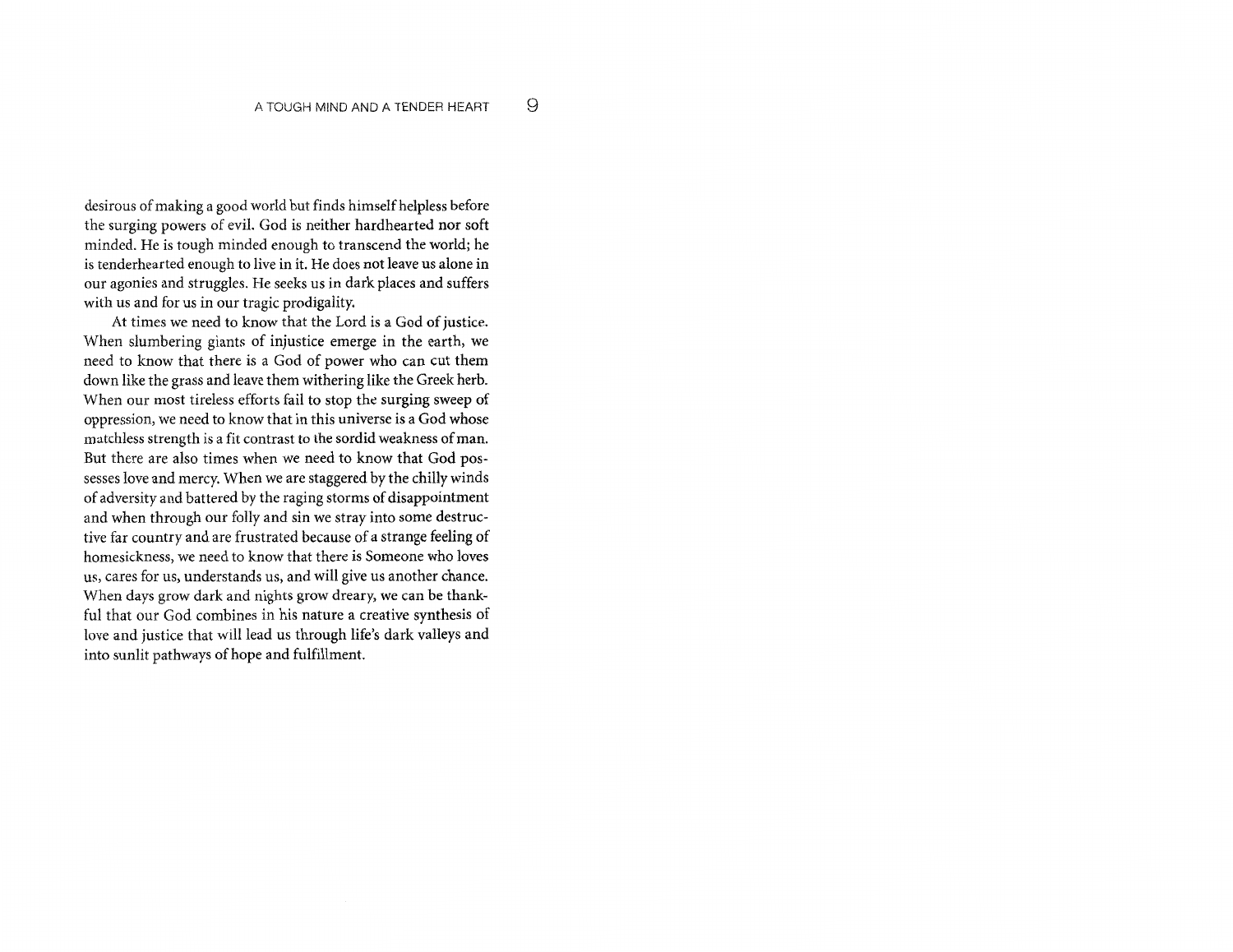desirous of making a good world but finds himself helpless before the surging powers of evil. God is neither hardhearted nor soft minded. He is tough minded enough to transcend the world; he is tenderhearted enough to live in it. He does not leave us alone in our agonies and struggles. He seeks us in dark places and suffers with us and for us in our tragic prodigality.

At times we need to know that the Lord is a God of justice. When slumbering giants of injustice emerge in the earth, we need to know that there is a God of power who can cut them down like the grass and leave them withering like the Greek herb. When our most tireless efforts fail to stop the surging sweep of oppression, we need to know that in this universe is a God whose matchless strength is a fit contrast to the sordid weakness of man. But there are also times when we need to know that God possesses love and mercy. When we are staggered by the chilly winds of adversity and battered by the raging storms of disappointment and when through our folly and sin we stray into some destructive far country and are frustrated because of a strange feeling of homesickness, we need to know that there is Someone who loves us, cares for us, understands us, and will give us another chance. When days grow dark and nights grow dreary, we can be thankful that our God combines in his nature a creative synthesis of love and justice that will lead us through life's dark valleys and into sunlit pathways of hope and fulfillment.